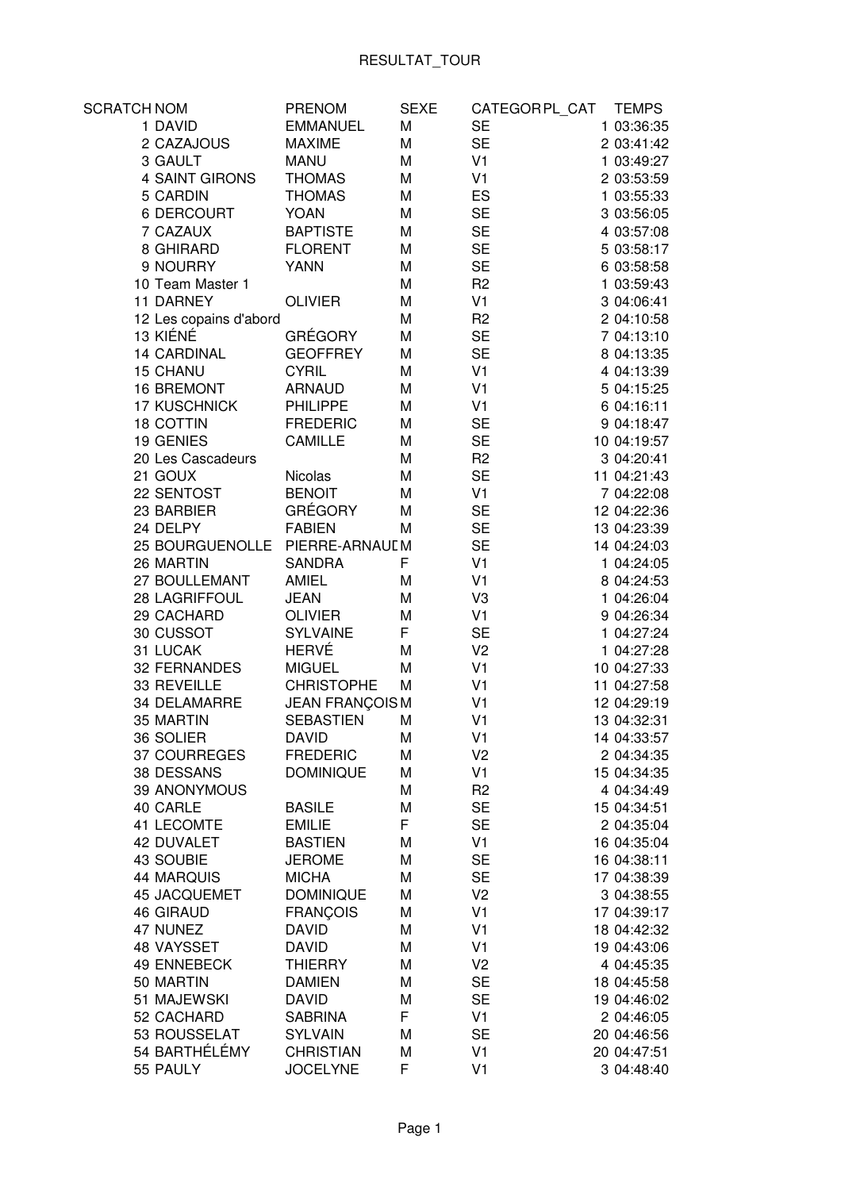# RESULTAT_TOUR

| SCRATCH | NOM | PRENOM | SEXE | CATEGOR | PL_CAT | TEMPS |
|---|---|---|---|---|---|---|
| 1 | DAVID | EMMANUEL | M | SE | 1 | 03:36:35 |
| 2 | CAZAJOUS | MAXIME | M | SE | 2 | 03:41:42 |
| 3 | GAULT | MANU | M | V1 | 1 | 03:49:27 |
| 4 | SAINT GIRONS | THOMAS | M | V1 | 2 | 03:53:59 |
| 5 | CARDIN | THOMAS | M | ES | 1 | 03:55:33 |
| 6 | DERCOURT | YOAN | M | SE | 3 | 03:56:05 |
| 7 | CAZAUX | BAPTISTE | M | SE | 4 | 03:57:08 |
| 8 | GHIRARD | FLORENT | M | SE | 5 | 03:58:17 |
| 9 | NOURRY | YANN | M | SE | 6 | 03:58:58 |
| 10 | Team Master 1 | | M | R2 | 1 | 03:59:43 |
| 11 | DARNEY | OLIVIER | M | V1 | 3 | 04:06:41 |
| 12 | Les copains d'abord | | M | R2 | 2 | 04:10:58 |
| 13 | KIÉNÉ | GRÉGORY | M | SE | 7 | 04:13:10 |
| 14 | CARDINAL | GEOFFREY | M | SE | 8 | 04:13:35 |
| 15 | CHANU | CYRIL | M | V1 | 4 | 04:13:39 |
| 16 | BREMONT | ARNAUD | M | V1 | 5 | 04:15:25 |
| 17 | KUSCHNICK | PHILIPPE | M | V1 | 6 | 04:16:11 |
| 18 | COTTIN | FREDERIC | M | SE | 9 | 04:18:47 |
| 19 | GENIES | CAMILLE | M | SE | 10 | 04:19:57 |
| 20 | Les Cascadeurs | | M | R2 | 3 | 04:20:41 |
| 21 | GOUX | Nicolas | M | SE | 11 | 04:21:43 |
| 22 | SENTOST | BENOIT | M | V1 | 7 | 04:22:08 |
| 23 | BARBIER | GRÉGORY | M | SE | 12 | 04:22:36 |
| 24 | DELPY | FABIEN | M | SE | 13 | 04:23:39 |
| 25 | BOURGUENOLLE | PIERRE-ARNAUD | M | SE | 14 | 04:24:03 |
| 26 | MARTIN | SANDRA | F | V1 | 1 | 04:24:05 |
| 27 | BOULLEMANT | AMIEL | M | V1 | 8 | 04:24:53 |
| 28 | LAGRIFFOUL | JEAN | M | V3 | 1 | 04:26:04 |
| 29 | CACHARD | OLIVIER | M | V1 | 9 | 04:26:34 |
| 30 | CUSSOT | SYLVAINE | F | SE | 1 | 04:27:24 |
| 31 | LUCAK | HERVÉ | M | V2 | 1 | 04:27:28 |
| 32 | FERNANDES | MIGUEL | M | V1 | 10 | 04:27:33 |
| 33 | REVEILLE | CHRISTOPHE | M | V1 | 11 | 04:27:58 |
| 34 | DELAMARRE | JEAN FRANÇOIS | M | V1 | 12 | 04:29:19 |
| 35 | MARTIN | SEBASTIEN | M | V1 | 13 | 04:32:31 |
| 36 | SOLIER | DAVID | M | V1 | 14 | 04:33:57 |
| 37 | COURREGES | FREDERIC | M | V2 | 2 | 04:34:35 |
| 38 | DESSANS | DOMINIQUE | M | V1 | 15 | 04:34:35 |
| 39 | ANONYMOUS | | M | R2 | 4 | 04:34:49 |
| 40 | CARLE | BASILE | M | SE | 15 | 04:34:51 |
| 41 | LECOMTE | EMILIE | F | SE | 2 | 04:35:04 |
| 42 | DUVALET | BASTIEN | M | V1 | 16 | 04:35:04 |
| 43 | SOUBIE | JEROME | M | SE | 16 | 04:38:11 |
| 44 | MARQUIS | MICHA | M | SE | 17 | 04:38:39 |
| 45 | JACQUEMET | DOMINIQUE | M | V2 | 3 | 04:38:55 |
| 46 | GIRAUD | FRANÇOIS | M | V1 | 17 | 04:39:17 |
| 47 | NUNEZ | DAVID | M | V1 | 18 | 04:42:32 |
| 48 | VAYSSET | DAVID | M | V1 | 19 | 04:43:06 |
| 49 | ENNEBECK | THIERRY | M | V2 | 4 | 04:45:35 |
| 50 | MARTIN | DAMIEN | M | SE | 18 | 04:45:58 |
| 51 | MAJEWSKI | DAVID | M | SE | 19 | 04:46:02 |
| 52 | CACHARD | SABRINA | F | V1 | 2 | 04:46:05 |
| 53 | ROUSSELAT | SYLVAIN | M | SE | 20 | 04:46:56 |
| 54 | BARTHÉLÉMY | CHRISTIAN | M | V1 | 20 | 04:47:51 |
| 55 | PAULY | JOCELYNE | F | V1 | 3 | 04:48:40 |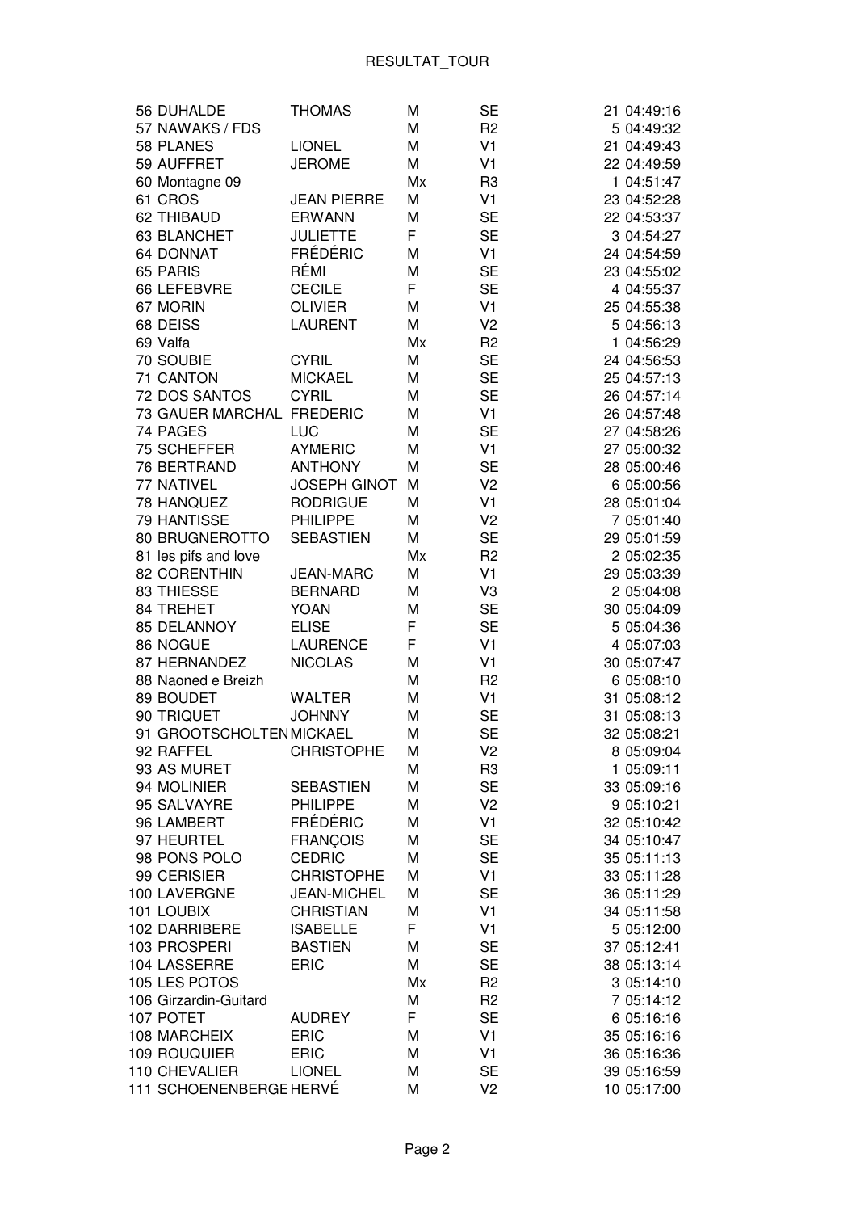| | | | | | |
|---|---|---|---|---|---|
| 56 | DUHALDE | THOMAS | M | SE | 21 04:49:16 |
| 57 | NAWAKS / FDS | | M | R2 | 5 04:49:32 |
| 58 | PLANES | LIONEL | M | V1 | 21 04:49:43 |
| 59 | AUFFRET | JEROME | M | V1 | 22 04:49:59 |
| 60 | Montagne 09 | | Mx | R3 | 1 04:51:47 |
| 61 | CROS | JEAN PIERRE | M | V1 | 23 04:52:28 |
| 62 | THIBAUD | ERWANN | M | SE | 22 04:53:37 |
| 63 | BLANCHET | JULIETTE | F | SE | 3 04:54:27 |
| 64 | DONNAT | FRÉDÉRIC | M | V1 | 24 04:54:59 |
| 65 | PARIS | RÉMI | M | SE | 23 04:55:02 |
| 66 | LEFEBVRE | CECILE | F | SE | 4 04:55:37 |
| 67 | MORIN | OLIVIER | M | V1 | 25 04:55:38 |
| 68 | DEISS | LAURENT | M | V2 | 5 04:56:13 |
| 69 | Valfa | | Mx | R2 | 1 04:56:29 |
| 70 | SOUBIE | CYRIL | M | SE | 24 04:56:53 |
| 71 | CANTON | MICKAEL | M | SE | 25 04:57:13 |
| 72 | DOS SANTOS | CYRIL | M | SE | 26 04:57:14 |
| 73 | GAUER MARCHAL | FREDERIC | M | V1 | 26 04:57:48 |
| 74 | PAGES | LUC | M | SE | 27 04:58:26 |
| 75 | SCHEFFER | AYMERIC | M | V1 | 27 05:00:32 |
| 76 | BERTRAND | ANTHONY | M | SE | 28 05:00:46 |
| 77 | NATIVEL | JOSEPH GINOT | M | V2 | 6 05:00:56 |
| 78 | HANQUEZ | RODRIGUE | M | V1 | 28 05:01:04 |
| 79 | HANTISSE | PHILIPPE | M | V2 | 7 05:01:40 |
| 80 | BRUGNEROTTO | SEBASTIEN | M | SE | 29 05:01:59 |
| 81 | les pifs and love | | Mx | R2 | 2 05:02:35 |
| 82 | CORENTHIN | JEAN-MARC | M | V1 | 29 05:03:39 |
| 83 | THIESSE | BERNARD | M | V3 | 2 05:04:08 |
| 84 | TREHET | YOAN | M | SE | 30 05:04:09 |
| 85 | DELANNOY | ELISE | F | SE | 5 05:04:36 |
| 86 | NOGUE | LAURENCE | F | V1 | 4 05:07:03 |
| 87 | HERNANDEZ | NICOLAS | M | V1 | 30 05:07:47 |
| 88 | Naoned e Breizh | | M | R2 | 6 05:08:10 |
| 89 | BOUDET | WALTER | M | V1 | 31 05:08:12 |
| 90 | TRIQUET | JOHNNY | M | SE | 31 05:08:13 |
| 91 | GROOTSCHOLTEN | MICKAEL | M | SE | 32 05:08:21 |
| 92 | RAFFEL | CHRISTOPHE | M | V2 | 8 05:09:04 |
| 93 | AS MURET | | M | R3 | 1 05:09:11 |
| 94 | MOLINIER | SEBASTIEN | M | SE | 33 05:09:16 |
| 95 | SALVAYRE | PHILIPPE | M | V2 | 9 05:10:21 |
| 96 | LAMBERT | FRÉDÉRIC | M | V1 | 32 05:10:42 |
| 97 | HEURTEL | FRANÇOIS | M | SE | 34 05:10:47 |
| 98 | PONS POLO | CEDRIC | M | SE | 35 05:11:13 |
| 99 | CERISIER | CHRISTOPHE | M | V1 | 33 05:11:28 |
| 100 | LAVERGNE | JEAN-MICHEL | M | SE | 36 05:11:29 |
| 101 | LOUBIX | CHRISTIAN | M | V1 | 34 05:11:58 |
| 102 | DARRIBERE | ISABELLE | F | V1 | 5 05:12:00 |
| 103 | PROSPERI | BASTIEN | M | SE | 37 05:12:41 |
| 104 | LASSERRE | ERIC | M | SE | 38 05:13:14 |
| 105 | LES POTOS | | Mx | R2 | 3 05:14:10 |
| 106 | Girzardin-Guitard | | M | R2 | 7 05:14:12 |
| 107 | POTET | AUDREY | F | SE | 6 05:16:16 |
| 108 | MARCHEIX | ERIC | M | V1 | 35 05:16:16 |
| 109 | ROUQUIER | ERIC | M | V1 | 36 05:16:36 |
| 110 | CHEVALIER | LIONEL | M | SE | 39 05:16:59 |
| 111 | SCHOENENBERGE | HERVÉ | M | V2 | 10 05:17:00 |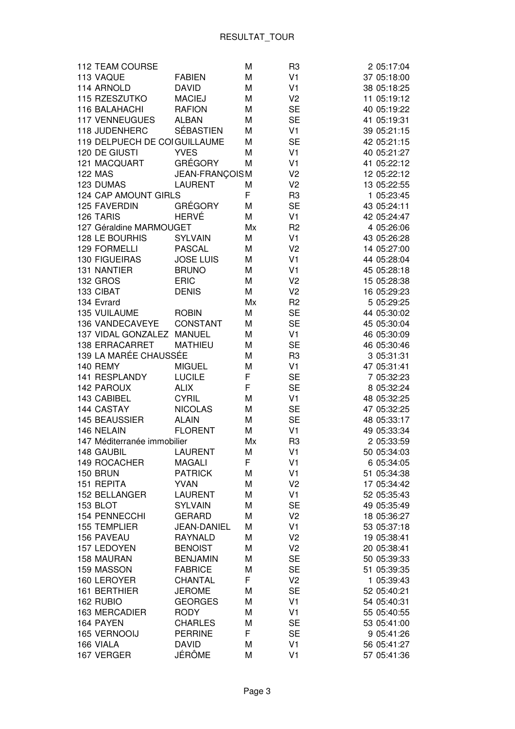# RESULTAT_TOUR

| | | | | | | |
|---|---|---|---|---|---|---|
| 112 | TEAM COURSE | | M | R3 | 2 | 05:17:04 |
| 113 | VAQUE | FABIEN | M | V1 | 37 | 05:18:00 |
| 114 | ARNOLD | DAVID | M | V1 | 38 | 05:18:25 |
| 115 | RZESZUTKO | MACIEJ | M | V2 | 11 | 05:19:12 |
| 116 | BALAHACHI | RAFION | M | SE | 40 | 05:19:22 |
| 117 | VENNEUGUES | ALBAN | M | SE | 41 | 05:19:31 |
| 118 | JUDENHERC | SÉBASTIEN | M | V1 | 39 | 05:21:15 |
| 119 | DELPUECH DE COI | GUILLAUME | M | SE | 42 | 05:21:15 |
| 120 | DE GIUSTI | YVES | M | V1 | 40 | 05:21:27 |
| 121 | MACQUART | GRÉGORY | M | V1 | 41 | 05:22:12 |
| 122 | MAS | JEAN-FRANÇOIS | M | V2 | 12 | 05:22:12 |
| 123 | DUMAS | LAURENT | M | V2 | 13 | 05:22:55 |
| 124 | CAP AMOUNT GIRLS | | F | R3 | 1 | 05:23:45 |
| 125 | FAVERDIN | GRÉGORY | M | SE | 43 | 05:24:11 |
| 126 | TARIS | HERVÉ | M | V1 | 42 | 05:24:47 |
| 127 | Géraldine MARMOUGET | | Mx | R2 | 4 | 05:26:06 |
| 128 | LE BOURHIS | SYLVAIN | M | V1 | 43 | 05:26:28 |
| 129 | FORMELLI | PASCAL | M | V2 | 14 | 05:27:00 |
| 130 | FIGUEIRAS | JOSE LUIS | M | V1 | 44 | 05:28:04 |
| 131 | NANTIER | BRUNO | M | V1 | 45 | 05:28:18 |
| 132 | GROS | ERIC | M | V2 | 15 | 05:28:38 |
| 133 | CIBAT | DENIS | M | V2 | 16 | 05:29:23 |
| 134 | Evrard | | Mx | R2 | 5 | 05:29:25 |
| 135 | VUILAUME | ROBIN | M | SE | 44 | 05:30:02 |
| 136 | VANDECAVEYE | CONSTANT | M | SE | 45 | 05:30:04 |
| 137 | VIDAL GONZALEZ | MANUEL | M | V1 | 46 | 05:30:09 |
| 138 | ERRACARRET | MATHIEU | M | SE | 46 | 05:30:46 |
| 139 | LA MARÉE CHAUSSÉE | | M | R3 | 3 | 05:31:31 |
| 140 | REMY | MIGUEL | M | V1 | 47 | 05:31:41 |
| 141 | RESPLANDY | LUCILE | F | SE | 7 | 05:32:23 |
| 142 | PAROUX | ALIX | F | SE | 8 | 05:32:24 |
| 143 | CABIBEL | CYRIL | M | V1 | 48 | 05:32:25 |
| 144 | CASTAY | NICOLAS | M | SE | 47 | 05:32:25 |
| 145 | BEAUSSIER | ALAIN | M | SE | 48 | 05:33:17 |
| 146 | NELAIN | FLORENT | M | V1 | 49 | 05:33:34 |
| 147 | Méditerranée immobilier | | Mx | R3 | 2 | 05:33:59 |
| 148 | GAUBIL | LAURENT | M | V1 | 50 | 05:34:03 |
| 149 | ROCACHER | MAGALI | F | V1 | 6 | 05:34:05 |
| 150 | BRUN | PATRICK | M | V1 | 51 | 05:34:38 |
| 151 | REPITA | YVAN | M | V2 | 17 | 05:34:42 |
| 152 | BELLANGER | LAURENT | M | V1 | 52 | 05:35:43 |
| 153 | BLOT | SYLVAIN | M | SE | 49 | 05:35:49 |
| 154 | PENNECCHI | GERARD | M | V2 | 18 | 05:36:27 |
| 155 | TEMPLIER | JEAN-DANIEL | M | V1 | 53 | 05:37:18 |
| 156 | PAVEAU | RAYNALD | M | V2 | 19 | 05:38:41 |
| 157 | LEDOYEN | BENOIST | M | V2 | 20 | 05:38:41 |
| 158 | MAURAN | BENJAMIN | M | SE | 50 | 05:39:33 |
| 159 | MASSON | FABRICE | M | SE | 51 | 05:39:35 |
| 160 | LEROYER | CHANTAL | F | V2 | 1 | 05:39:43 |
| 161 | BERTHIER | JEROME | M | SE | 52 | 05:40:21 |
| 162 | RUBIO | GEORGES | M | V1 | 54 | 05:40:31 |
| 163 | MERCADIER | RODY | M | V1 | 55 | 05:40:55 |
| 164 | PAYEN | CHARLES | M | SE | 53 | 05:41:00 |
| 165 | VERNOOIJ | PERRINE | F | SE | 9 | 05:41:26 |
| 166 | VIALA | DAVID | M | V1 | 56 | 05:41:27 |
| 167 | VERGER | JÉRÔME | M | V1 | 57 | 05:41:36 |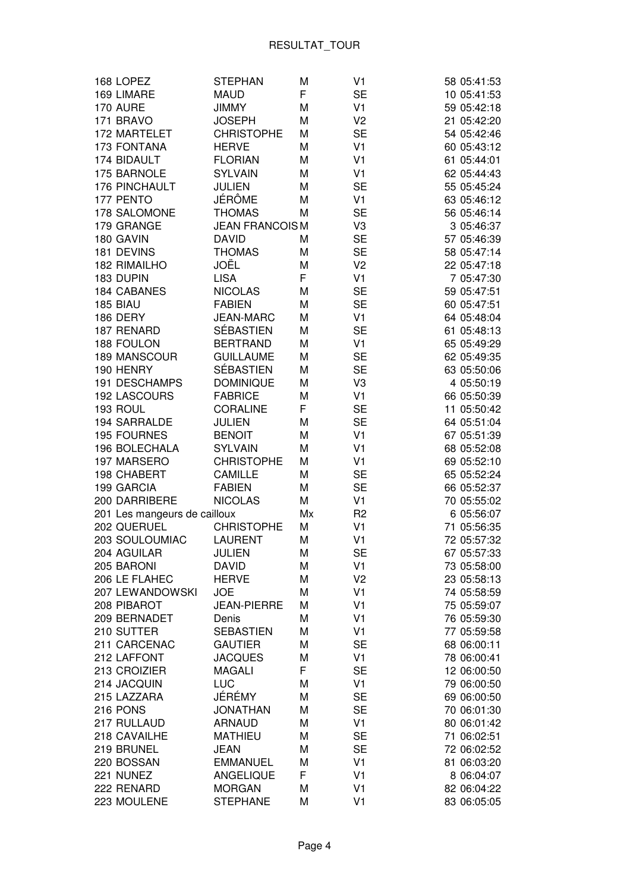| | | | | | |
|---|---|---|---|---|---|
| 168 | LOPEZ | STEPHAN | M | V1 | 58 05:41:53 |
| 169 | LIMARE | MAUD | F | SE | 10 05:41:53 |
| 170 | AURE | JIMMY | M | V1 | 59 05:42:18 |
| 171 | BRAVO | JOSEPH | M | V2 | 21 05:42:20 |
| 172 | MARTELET | CHRISTOPHE | M | SE | 54 05:42:46 |
| 173 | FONTANA | HERVE | M | V1 | 60 05:43:12 |
| 174 | BIDAULT | FLORIAN | M | V1 | 61 05:44:01 |
| 175 | BARNOLE | SYLVAIN | M | V1 | 62 05:44:43 |
| 176 | PINCHAULT | JULIEN | M | SE | 55 05:45:24 |
| 177 | PENTO | JÉRÔME | M | V1 | 63 05:46:12 |
| 178 | SALOMONE | THOMAS | M | SE | 56 05:46:14 |
| 179 | GRANGE | JEAN FRANCOIS | M | V3 | 3 05:46:37 |
| 180 | GAVIN | DAVID | M | SE | 57 05:46:39 |
| 181 | DEVINS | THOMAS | M | SE | 58 05:47:14 |
| 182 | RIMAILHO | JOËL | M | V2 | 22 05:47:18 |
| 183 | DUPIN | LISA | F | V1 | 7 05:47:30 |
| 184 | CABANES | NICOLAS | M | SE | 59 05:47:51 |
| 185 | BIAU | FABIEN | M | SE | 60 05:47:51 |
| 186 | DERY | JEAN-MARC | M | V1 | 64 05:48:04 |
| 187 | RENARD | SÉBASTIEN | M | SE | 61 05:48:13 |
| 188 | FOULON | BERTRAND | M | V1 | 65 05:49:29 |
| 189 | MANSCOUR | GUILLAUME | M | SE | 62 05:49:35 |
| 190 | HENRY | SÉBASTIEN | M | SE | 63 05:50:06 |
| 191 | DESCHAMPS | DOMINIQUE | M | V3 | 4 05:50:19 |
| 192 | LASCOURS | FABRICE | M | V1 | 66 05:50:39 |
| 193 | ROUL | CORALINE | F | SE | 11 05:50:42 |
| 194 | SARRALDE | JULIEN | M | SE | 64 05:51:04 |
| 195 | FOURNES | BENOIT | M | V1 | 67 05:51:39 |
| 196 | BOLECHALA | SYLVAIN | M | V1 | 68 05:52:08 |
| 197 | MARSERO | CHRISTOPHE | M | V1 | 69 05:52:10 |
| 198 | CHABERT | CAMILLE | M | SE | 65 05:52:24 |
| 199 | GARCIA | FABIEN | M | SE | 66 05:52:37 |
| 200 | DARRIBERE | NICOLAS | M | V1 | 70 05:55:02 |
| 201 | Les mangeurs de cailloux | | Mx | R2 | 6 05:56:07 |
| 202 | QUERUEL | CHRISTOPHE | M | V1 | 71 05:56:35 |
| 203 | SOULOUMIAC | LAURENT | M | V1 | 72 05:57:32 |
| 204 | AGUILAR | JULIEN | M | SE | 67 05:57:33 |
| 205 | BARONI | DAVID | M | V1 | 73 05:58:00 |
| 206 | LE FLAHEC | HERVE | M | V2 | 23 05:58:13 |
| 207 | LEWANDOWSKI | JOE | M | V1 | 74 05:58:59 |
| 208 | PIBAROT | JEAN-PIERRE | M | V1 | 75 05:59:07 |
| 209 | BERNADET | Denis | M | V1 | 76 05:59:30 |
| 210 | SUTTER | SEBASTIEN | M | V1 | 77 05:59:58 |
| 211 | CARCENAC | GAUTIER | M | SE | 68 06:00:11 |
| 212 | LAFFONT | JACQUES | M | V1 | 78 06:00:41 |
| 213 | CROIZIER | MAGALI | F | SE | 12 06:00:50 |
| 214 | JACQUIN | LUC | M | V1 | 79 06:00:50 |
| 215 | LAZZARA | JÉRÉMY | M | SE | 69 06:00:50 |
| 216 | PONS | JONATHAN | M | SE | 70 06:01:30 |
| 217 | RULLAUD | ARNAUD | M | V1 | 80 06:01:42 |
| 218 | CAVAILHE | MATHIEU | M | SE | 71 06:02:51 |
| 219 | BRUNEL | JEAN | M | SE | 72 06:02:52 |
| 220 | BOSSAN | EMMANUEL | M | V1 | 81 06:03:20 |
| 221 | NUNEZ | ANGELIQUE | F | V1 | 8 06:04:07 |
| 222 | RENARD | MORGAN | M | V1 | 82 06:04:22 |
| 223 | MOULENE | STEPHANE | M | V1 | 83 06:05:05 |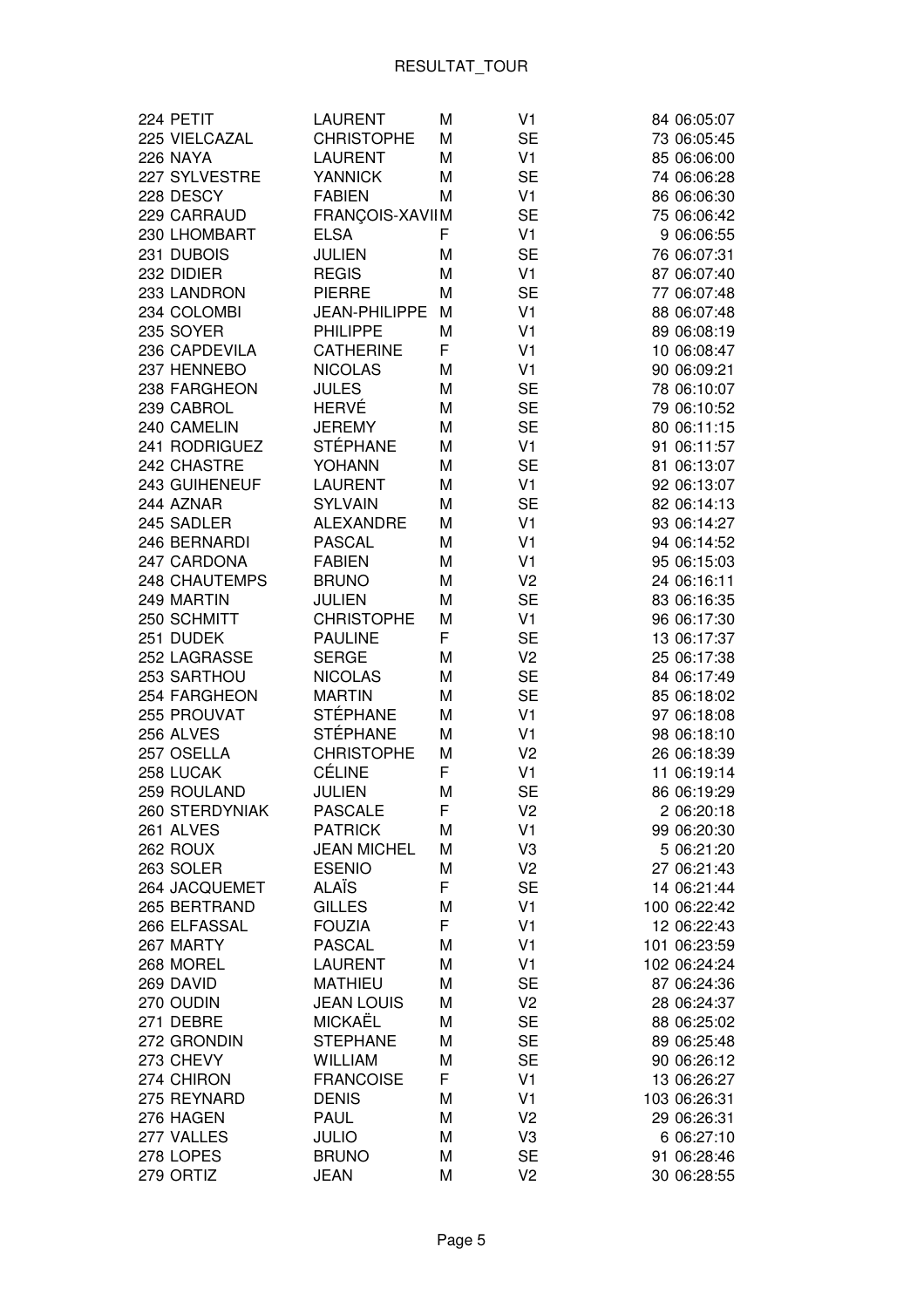| | | | | | | |
|---|---|---|---|---|---|---|
| 224 | PETIT | LAURENT | M | V1 | 84 | 06:05:07 |
| 225 | VIELCAZAL | CHRISTOPHE | M | SE | 73 | 06:05:45 |
| 226 | NAYA | LAURENT | M | V1 | 85 | 06:06:00 |
| 227 | SYLVESTRE | YANNICK | M | SE | 74 | 06:06:28 |
| 228 | DESCY | FABIEN | M | V1 | 86 | 06:06:30 |
| 229 | CARRAUD | FRANÇOIS-XAVII | M | SE | 75 | 06:06:42 |
| 230 | LHOMBART | ELSA | F | V1 | 9 | 06:06:55 |
| 231 | DUBOIS | JULIEN | M | SE | 76 | 06:07:31 |
| 232 | DIDIER | REGIS | M | V1 | 87 | 06:07:40 |
| 233 | LANDRON | PIERRE | M | SE | 77 | 06:07:48 |
| 234 | COLOMBI | JEAN-PHILIPPE | M | V1 | 88 | 06:07:48 |
| 235 | SOYER | PHILIPPE | M | V1 | 89 | 06:08:19 |
| 236 | CAPDEVILA | CATHERINE | F | V1 | 10 | 06:08:47 |
| 237 | HENNEBO | NICOLAS | M | V1 | 90 | 06:09:21 |
| 238 | FARGHEON | JULES | M | SE | 78 | 06:10:07 |
| 239 | CABROL | HERVÉ | M | SE | 79 | 06:10:52 |
| 240 | CAMELIN | JEREMY | M | SE | 80 | 06:11:15 |
| 241 | RODRIGUEZ | STÉPHANE | M | V1 | 91 | 06:11:57 |
| 242 | CHASTRE | YOHANN | M | SE | 81 | 06:13:07 |
| 243 | GUIHENEUF | LAURENT | M | V1 | 92 | 06:13:07 |
| 244 | AZNAR | SYLVAIN | M | SE | 82 | 06:14:13 |
| 245 | SADLER | ALEXANDRE | M | V1 | 93 | 06:14:27 |
| 246 | BERNARDI | PASCAL | M | V1 | 94 | 06:14:52 |
| 247 | CARDONA | FABIEN | M | V1 | 95 | 06:15:03 |
| 248 | CHAUTEMPS | BRUNO | M | V2 | 24 | 06:16:11 |
| 249 | MARTIN | JULIEN | M | SE | 83 | 06:16:35 |
| 250 | SCHMITT | CHRISTOPHE | M | V1 | 96 | 06:17:30 |
| 251 | DUDEK | PAULINE | F | SE | 13 | 06:17:37 |
| 252 | LAGRASSE | SERGE | M | V2 | 25 | 06:17:38 |
| 253 | SARTHOU | NICOLAS | M | SE | 84 | 06:17:49 |
| 254 | FARGHEON | MARTIN | M | SE | 85 | 06:18:02 |
| 255 | PROUVAT | STÉPHANE | M | V1 | 97 | 06:18:08 |
| 256 | ALVES | STÉPHANE | M | V1 | 98 | 06:18:10 |
| 257 | OSELLA | CHRISTOPHE | M | V2 | 26 | 06:18:39 |
| 258 | LUCAK | CÉLINE | F | V1 | 11 | 06:19:14 |
| 259 | ROULAND | JULIEN | M | SE | 86 | 06:19:29 |
| 260 | STERDYNIAK | PASCALE | F | V2 | 2 | 06:20:18 |
| 261 | ALVES | PATRICK | M | V1 | 99 | 06:20:30 |
| 262 | ROUX | JEAN MICHEL | M | V3 | 5 | 06:21:20 |
| 263 | SOLER | ESENIO | M | V2 | 27 | 06:21:43 |
| 264 | JACQUEMET | ALAÏS | F | SE | 14 | 06:21:44 |
| 265 | BERTRAND | GILLES | M | V1 | 100 | 06:22:42 |
| 266 | ELFASSAL | FOUZIA | F | V1 | 12 | 06:22:43 |
| 267 | MARTY | PASCAL | M | V1 | 101 | 06:23:59 |
| 268 | MOREL | LAURENT | M | V1 | 102 | 06:24:24 |
| 269 | DAVID | MATHIEU | M | SE | 87 | 06:24:36 |
| 270 | OUDIN | JEAN LOUIS | M | V2 | 28 | 06:24:37 |
| 271 | DEBRE | MICKAËL | M | SE | 88 | 06:25:02 |
| 272 | GRONDIN | STEPHANE | M | SE | 89 | 06:25:48 |
| 273 | CHEVY | WILLIAM | M | SE | 90 | 06:26:12 |
| 274 | CHIRON | FRANCOISE | F | V1 | 13 | 06:26:27 |
| 275 | REYNARD | DENIS | M | V1 | 103 | 06:26:31 |
| 276 | HAGEN | PAUL | M | V2 | 29 | 06:26:31 |
| 277 | VALLES | JULIO | M | V3 | 6 | 06:27:10 |
| 278 | LOPES | BRUNO | M | SE | 91 | 06:28:46 |
| 279 | ORTIZ | JEAN | M | V2 | 30 | 06:28:55 |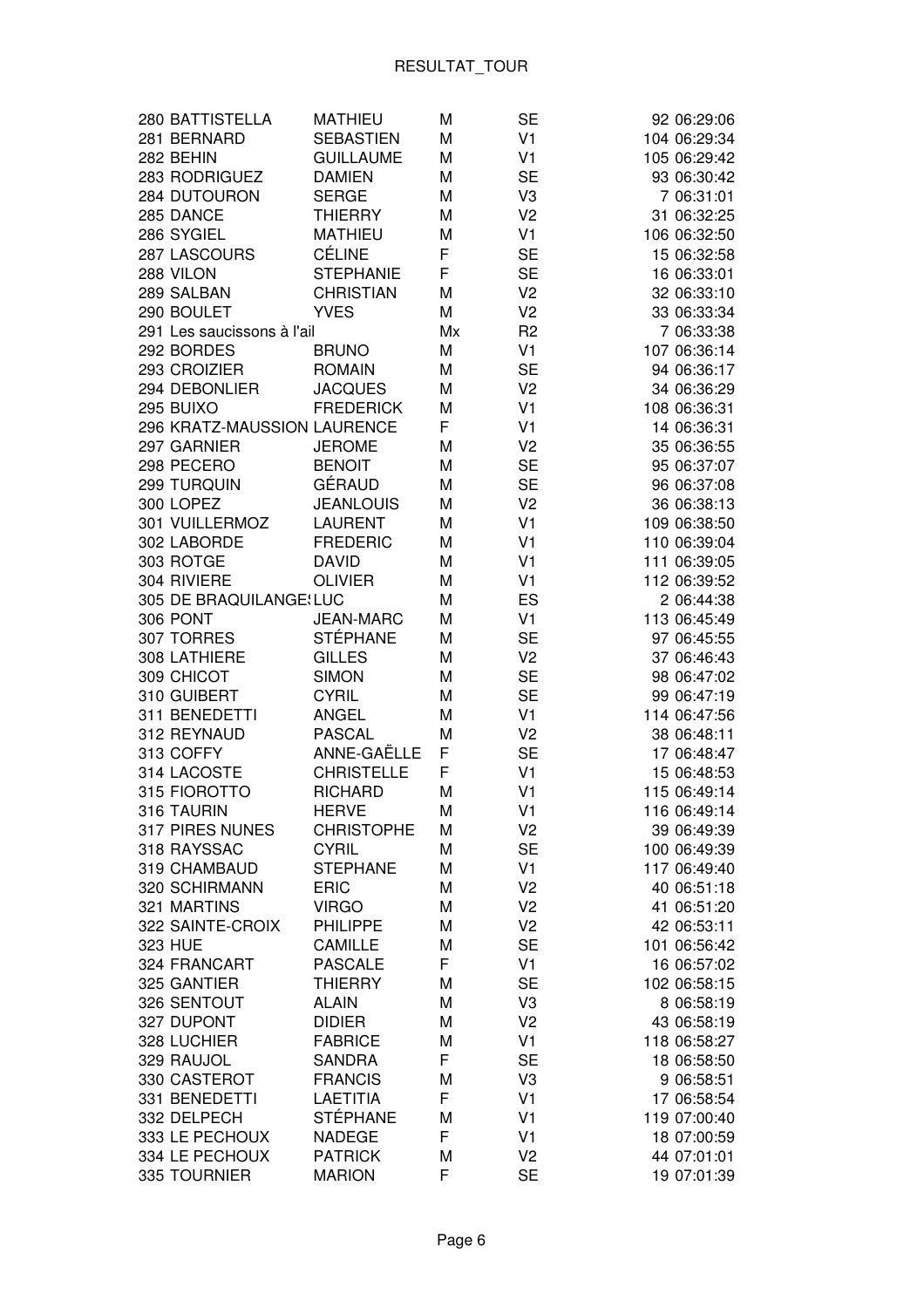| | | | | | | |
|---|---|---|---|---|---|---|
| 280 | BATTISTELLA | MATHIEU | M | SE | 92 | 06:29:06 |
| 281 | BERNARD | SEBASTIEN | M | V1 | 104 | 06:29:34 |
| 282 | BEHIN | GUILLAUME | M | V1 | 105 | 06:29:42 |
| 283 | RODRIGUEZ | DAMIEN | M | SE | 93 | 06:30:42 |
| 284 | DUTOURON | SERGE | M | V3 | 7 | 06:31:01 |
| 285 | DANCE | THIERRY | M | V2 | 31 | 06:32:25 |
| 286 | SYGIEL | MATHIEU | M | V1 | 106 | 06:32:50 |
| 287 | LASCOURS | CÉLINE | F | SE | 15 | 06:32:58 |
| 288 | VILON | STEPHANIE | F | SE | 16 | 06:33:01 |
| 289 | SALBAN | CHRISTIAN | M | V2 | 32 | 06:33:10 |
| 290 | BOULET | YVES | M | V2 | 33 | 06:33:34 |
| 291 | Les saucissons à l'ail | | Mx | R2 | 7 | 06:33:38 |
| 292 | BORDES | BRUNO | M | V1 | 107 | 06:36:14 |
| 293 | CROIZIER | ROMAIN | M | SE | 94 | 06:36:17 |
| 294 | DEBONLIER | JACQUES | M | V2 | 34 | 06:36:29 |
| 295 | BUIXO | FREDERICK | M | V1 | 108 | 06:36:31 |
| 296 | KRATZ-MAUSSION | LAURENCE | F | V1 | 14 | 06:36:31 |
| 297 | GARNIER | JEROME | M | V2 | 35 | 06:36:55 |
| 298 | PECERO | BENOIT | M | SE | 95 | 06:37:07 |
| 299 | TURQUIN | GÉRAUD | M | SE | 96 | 06:37:08 |
| 300 | LOPEZ | JEANLOUIS | M | V2 | 36 | 06:38:13 |
| 301 | VUILLERMOZ | LAURENT | M | V1 | 109 | 06:38:50 |
| 302 | LABORDE | FREDERIC | M | V1 | 110 | 06:39:04 |
| 303 | ROTGE | DAVID | M | V1 | 111 | 06:39:05 |
| 304 | RIVIERE | OLIVIER | M | V1 | 112 | 06:39:52 |
| 305 | DE BRAQUILANGE! | LUC | M | ES | 2 | 06:44:38 |
| 306 | PONT | JEAN-MARC | M | V1 | 113 | 06:45:49 |
| 307 | TORRES | STÉPHANE | M | SE | 97 | 06:45:55 |
| 308 | LATHIERE | GILLES | M | V2 | 37 | 06:46:43 |
| 309 | CHICOT | SIMON | M | SE | 98 | 06:47:02 |
| 310 | GUIBERT | CYRIL | M | SE | 99 | 06:47:19 |
| 311 | BENEDETTI | ANGEL | M | V1 | 114 | 06:47:56 |
| 312 | REYNAUD | PASCAL | M | V2 | 38 | 06:48:11 |
| 313 | COFFY | ANNE-GAËLLE | F | SE | 17 | 06:48:47 |
| 314 | LACOSTE | CHRISTELLE | F | V1 | 15 | 06:48:53 |
| 315 | FIOROTTO | RICHARD | M | V1 | 115 | 06:49:14 |
| 316 | TAURIN | HERVE | M | V1 | 116 | 06:49:14 |
| 317 | PIRES NUNES | CHRISTOPHE | M | V2 | 39 | 06:49:39 |
| 318 | RAYSSAC | CYRIL | M | SE | 100 | 06:49:39 |
| 319 | CHAMBAUD | STEPHANE | M | V1 | 117 | 06:49:40 |
| 320 | SCHIRMANN | ERIC | M | V2 | 40 | 06:51:18 |
| 321 | MARTINS | VIRGO | M | V2 | 41 | 06:51:20 |
| 322 | SAINTE-CROIX | PHILIPPE | M | V2 | 42 | 06:53:11 |
| 323 | HUE | CAMILLE | M | SE | 101 | 06:56:42 |
| 324 | FRANCART | PASCALE | F | V1 | 16 | 06:57:02 |
| 325 | GANTIER | THIERRY | M | SE | 102 | 06:58:15 |
| 326 | SENTOUT | ALAIN | M | V3 | 8 | 06:58:19 |
| 327 | DUPONT | DIDIER | M | V2 | 43 | 06:58:19 |
| 328 | LUCHIER | FABRICE | M | V1 | 118 | 06:58:27 |
| 329 | RAUJOL | SANDRA | F | SE | 18 | 06:58:50 |
| 330 | CASTEROT | FRANCIS | M | V3 | 9 | 06:58:51 |
| 331 | BENEDETTI | LAETITIA | F | V1 | 17 | 06:58:54 |
| 332 | DELPECH | STÉPHANE | M | V1 | 119 | 07:00:40 |
| 333 | LE PECHOUX | NADEGE | F | V1 | 18 | 07:00:59 |
| 334 | LE PECHOUX | PATRICK | M | V2 | 44 | 07:01:01 |
| 335 | TOURNIER | MARION | F | SE | 19 | 07:01:39 |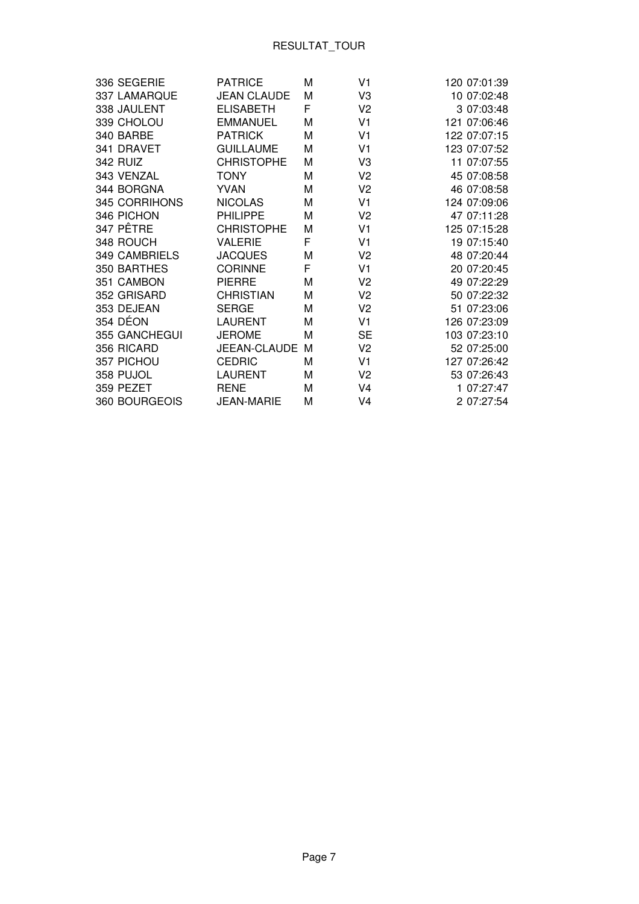| | | | | | |
|---|---|---|---|---|---|
| 336 | SEGERIE | PATRICE | M | V1 | 120 07:01:39 |
| 337 | LAMARQUE | JEAN CLAUDE | M | V3 | 10 07:02:48 |
| 338 | JAULENT | ELISABETH | F | V2 | 3 07:03:48 |
| 339 | CHOLOU | EMMANUEL | M | V1 | 121 07:06:46 |
| 340 | BARBE | PATRICK | M | V1 | 122 07:07:15 |
| 341 | DRAVET | GUILLAUME | M | V1 | 123 07:07:52 |
| 342 | RUIZ | CHRISTOPHE | M | V3 | 11 07:07:55 |
| 343 | VENZAL | TONY | M | V2 | 45 07:08:58 |
| 344 | BORGNA | YVAN | M | V2 | 46 07:08:58 |
| 345 | CORRIHONS | NICOLAS | M | V1 | 124 07:09:06 |
| 346 | PICHON | PHILIPPE | M | V2 | 47 07:11:28 |
| 347 | PÊTRE | CHRISTOPHE | M | V1 | 125 07:15:28 |
| 348 | ROUCH | VALERIE | F | V1 | 19 07:15:40 |
| 349 | CAMBRIELS | JACQUES | M | V2 | 48 07:20:44 |
| 350 | BARTHES | CORINNE | F | V1 | 20 07:20:45 |
| 351 | CAMBON | PIERRE | M | V2 | 49 07:22:29 |
| 352 | GRISARD | CHRISTIAN | M | V2 | 50 07:22:32 |
| 353 | DEJEAN | SERGE | M | V2 | 51 07:23:06 |
| 354 | DÉON | LAURENT | M | V1 | 126 07:23:09 |
| 355 | GANCHEGUI | JEROME | M | SE | 103 07:23:10 |
| 356 | RICARD | JEEAN-CLAUDE | M | V2 | 52 07:25:00 |
| 357 | PICHOU | CEDRIC | M | V1 | 127 07:26:42 |
| 358 | PUJOL | LAURENT | M | V2 | 53 07:26:43 |
| 359 | PEZET | RENE | M | V4 | 1 07:27:47 |
| 360 | BOURGEOIS | JEAN-MARIE | M | V4 | 2 07:27:54 |